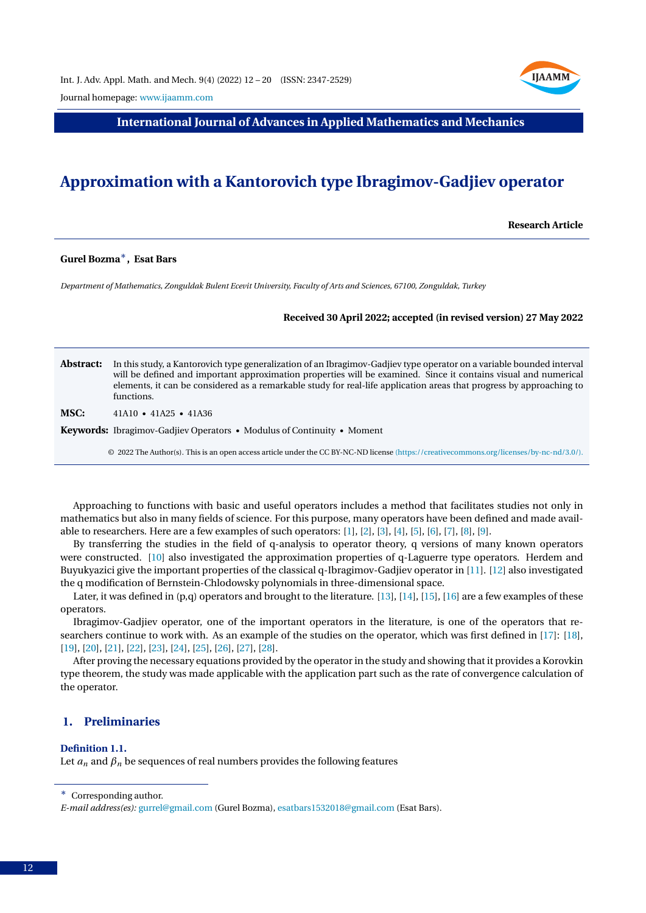International Journal of Advances in Applied Mathematics and Mechanics

# Approximation with a Kantorovich type Ibragimov-Gadjiev operator

**Research Article**

**Gurel Bozma*, Esat Bars**

*Department of Mathematics, Zonguldak Bulent Ecevit University, Faculty of Arts and Sciences, 67100, Zonguldak, Turkey*

**Received 30 April 2022; accepted (in revised version) 27 May 2022**

**Abstract:** In this study, a Kantorovich type generalization of an Ibragimov-Gadjiev type operator on a variable bounded interval will be defined and important approximation properties will be examined. Since it contains visual and numerical elements, it can be considered as a remarkable study for real-life application areas that progress by approaching to functions.

**MSC:** 41A10 • 41A25 • 41A36

**Keywords:** Ibragimov-Gadjiev Operators • Modulus of Continuity • Moment

© 2022 The Author(s). This is an open access article under the CC BY-NC-ND license (https://creativecommons.org/licenses/by-nc-nd/3.0/).

Approaching to functions with basic and useful operators includes a method that facilitates studies not only in mathematics but also in many fields of science. For this purpose, many operators have been defined and made available to researchers. Here are a few examples of such operators: [1], [2], [3], [4], [5], [6], [7], [8], [9].

By transferring the studies in the field of q-analysis to operator theory, q versions of many known operators were constructed. [10] also investigated the approximation properties of q-Laguerre type operators. Herdem and Buyukyazici give the important properties of the classical q-Ibragimov-Gadjiev operator in [11]. [12] also investigated the q modification of Bernstein-Chlodowsky polynomials in three-dimensional space.

Later, it was defined in (p,q) operators and brought to the literature. [13], [14], [15], [16] are a few examples of these operators.

Ibragimov-Gadjiev operator, one of the important operators in the literature, is one of the operators that researchers continue to work with. As an example of the studies on the operator, which was first defined in [17]: [18], [19], [20], [21], [22], [23], [24], [25], [26], [27], [28].

After proving the necessary equations provided by the operator in the study and showing that it provides a Korovkin type theorem, the study was made applicable with the application part such as the rate of convergence calculation of the operator.

## 1. Preliminaries

**Definition 1.1.**
Let $a_n$ and $\beta_n$ be sequences of real numbers provides the following features

---

* Corresponding author.

*E-mail address(es):* gurrel@gmail.com (Gurel Bozma), esatbars1532018@gmail.com (Esat Bars).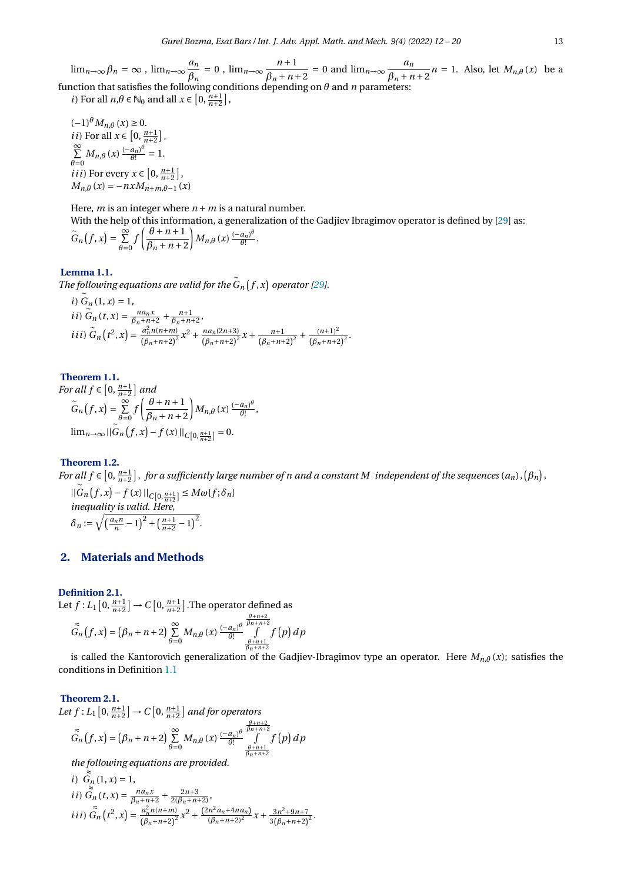$\lim_{n\to\infty}\beta_n=\infty$ , $\lim_{n\to\infty}\dfrac{a_n}{\beta_n}=0$ , $\lim_{n\to\infty}\dfrac{n+1}{\beta_n+n+2}=0$ and $\lim_{n\to\infty}\dfrac{a_n}{\beta_n+n+2}n=1$. Also, let $M_{n,\theta}(x)$ be a function that satisfies the following conditions depending on $\theta$ and $n$ parameters:

*i)* For all $n,\theta\in\mathbb{N}_0$ and all $x\in\left[0,\frac{n+1}{n+2}\right]$,

$(-1)^{\theta}M_{n,\theta}(x)\geq 0.$

*ii)* For all $x\in\left[0,\frac{n+1}{n+2}\right]$,

$\sum\limits_{\theta=0}^{\infty}M_{n,\theta}(x)\frac{(-a_n)^{\theta}}{\theta!}=1.$

*iii)* For every $x\in\left[0,\frac{n+1}{n+2}\right]$,

$M_{n,\theta}(x)=-nxM_{n+m,\theta-1}(x)$

Here, $m$ is an integer where $n+m$ is a natural number.

With the help of this information, a generalization of the Gadjiev Ibragimov operator is defined by [29] as:

$$\tilde{G}_n(f,x)=\sum_{\theta=0}^{\infty}f\left(\frac{\theta+n+1}{\beta_n+n+2}\right)M_{n,\theta}(x)\frac{(-a_n)^{\theta}}{\theta!}.$$

**Lemma 1.1.**
*The following equations are valid for the $\tilde{G}_n(f,x)$ operator [29].*

*i)* $\tilde{G}_n(1,x)=1,$

*ii)* $\tilde{G}_n(t,x)=\frac{na_nx}{\beta_n+n+2}+\frac{n+1}{\beta_n+n+2},$

*iii)* $\tilde{G}_n(t^2,x)=\frac{a_n^2n(n+m)}{(\beta_n+n+2)^2}x^2+\frac{na_n(2n+3)}{(\beta_n+n+2)^2}x+\frac{n+1}{(\beta_n+n+2)^2}+\frac{(n+1)^2}{(\beta_n+n+2)^2}.$

**Theorem 1.1.**
*For all $f\in\left[0,\frac{n+1}{n+2}\right]$ and*

$$\tilde{G}_n(f,x)=\sum_{\theta=0}^{\infty}f\left(\frac{\theta+n+1}{\beta_n+n+2}\right)M_{n,\theta}(x)\frac{(-a_n)^{\theta}}{\theta!},$$

$$\lim_{n\to\infty}||\tilde{G}_n(f,x)-f(x)||_{C\left[0,\frac{n+1}{n+2}\right]}=0.$$

**Theorem 1.2.**
*For all $f\in\left[0,\frac{n+1}{n+2}\right]$, for a sufficiently large number of $n$ and a constant $M$ independent of the sequences $(a_n),(\beta_n)$,*

$$||\tilde{G}_n(f,x)-f(x)||_{C\left[0,\frac{n+1}{n+2}\right]}\leq M\omega\{f;\delta_n\}$$

*inequality is valid. Here,*

$$\delta_n:=\sqrt{\left(\frac{a_nn}{n}-1\right)^2+\left(\frac{n+1}{n+2}-1\right)^2}.$$

## 2. Materials and Methods

**Definition 2.1.**
Let $f:L_1\left[0,\frac{n+1}{n+2}\right]\to C\left[0,\frac{n+1}{n+2}\right]$ .The operator defined as

$$\tilde{\tilde{G}}_n(f,x)=(\beta_n+n+2)\sum_{\theta=0}^{\infty}M_{n,\theta}(x)\frac{(-a_n)^{\theta}}{\theta!}\int_{\frac{\theta+n+1}{\beta_n+n+2}}^{\frac{\theta+n+2}{\beta_n+n+2}}f(p)\,dp$$

is called the Kantorovich generalization of the Gadjiev-Ibragimov type an operator. Here $M_{n,\theta}(x)$; satisfies the conditions in Definition 1.1

**Theorem 2.1.**
*Let $f:L_1\left[0,\frac{n+1}{n+2}\right]\to C\left[0,\frac{n+1}{n+2}\right]$ and for operators*

$$\tilde{\tilde{G}}_n(f,x)=(\beta_n+n+2)\sum_{\theta=0}^{\infty}M_{n,\theta}(x)\frac{(-a_n)^{\theta}}{\theta!}\int_{\frac{\theta+n+1}{\beta_n+n+2}}^{\frac{\theta+n+2}{\beta_n+n+2}}f(p)\,dp$$

*the following equations are provided.*

*i)* $\tilde{\tilde{G}}_n(1,x)=1,$

*ii)* $\tilde{\tilde{G}}_n(t,x)=\frac{na_nx}{\beta_n+n+2}+\frac{2n+3}{2(\beta_n+n+2)},$

*iii)* $\tilde{\tilde{G}}_n(t^2,x)=\frac{a_n^2n(n+m)}{(\beta_n+n+2)^2}x^2+\frac{(2n^2a_n+4na_n)}{(\beta_n+n+2)^2}x+\frac{3n^2+9n+7}{3(\beta_n+n+2)^2}.$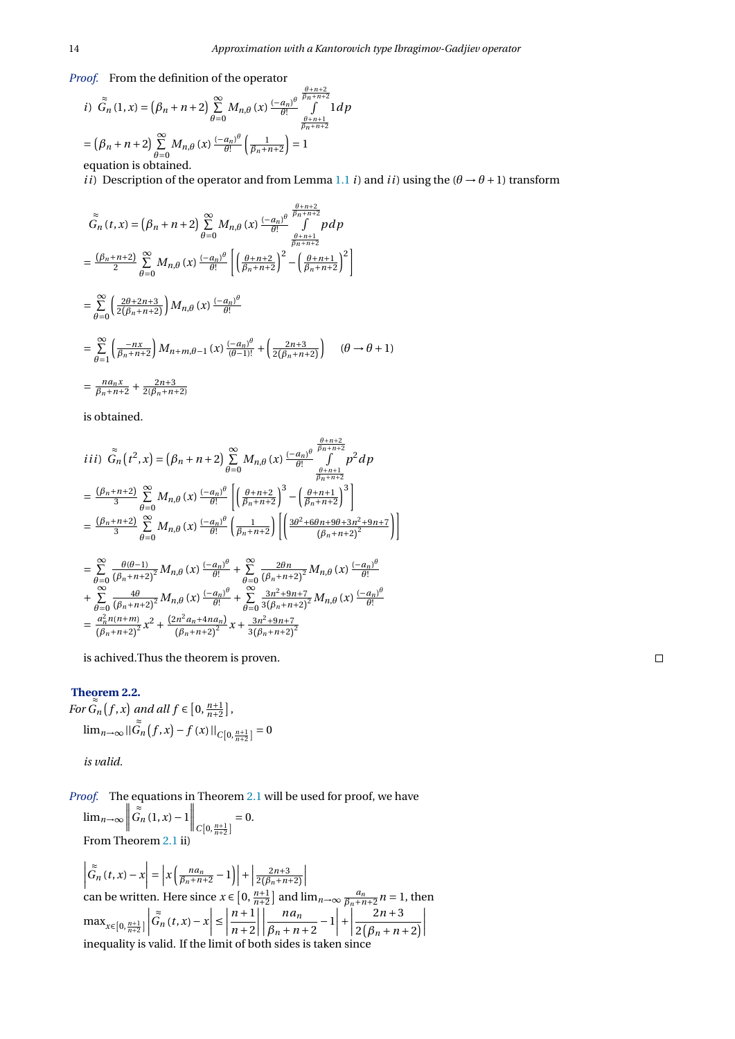*Proof.* From the definition of the operator

$i)\ \tilde{\tilde{G}}_n(1,x) = (\beta_n+n+2)\sum\limits_{\theta=0}^{\infty} M_{n,\theta}(x)\frac{(-a_n)^\theta}{\theta!}\int\limits_{\frac{\theta+n+1}{\beta_n+n+2}}^{\frac{\theta+n+2}{\beta_n+n+2}} 1dp$

$= (\beta_n+n+2)\sum\limits_{\theta=0}^{\infty} M_{n,\theta}(x)\frac{(-a_n)^\theta}{\theta!}\left(\frac{1}{\beta_n+n+2}\right) = 1$

equation is obtained.

$ii)$ Description of the operator and from Lemma 1.1 $i)$ and $ii)$ using the $(\theta\to\theta+1)$ transform

$$
\begin{aligned}
&\tilde{\tilde{G}}_n(t,x) = (\beta_n+n+2)\sum_{\theta=0}^{\infty} M_{n,\theta}(x)\frac{(-a_n)^\theta}{\theta!}\int\limits_{\frac{\theta+n+1}{\beta_n+n+2}}^{\frac{\theta+n+2}{\beta_n+n+2}} p\,dp \\
&= \frac{(\beta_n+n+2)}{2}\sum_{\theta=0}^{\infty} M_{n,\theta}(x)\frac{(-a_n)^\theta}{\theta!}\left[\left(\frac{\theta+n+2}{\beta_n+n+2}\right)^2-\left(\frac{\theta+n+1}{\beta_n+n+2}\right)^2\right] \\
&= \sum_{\theta=0}^{\infty}\left(\frac{2\theta+2n+3}{2(\beta_n+n+2)}\right) M_{n,\theta}(x)\frac{(-a_n)^\theta}{\theta!} \\
&= \sum_{\theta=1}^{\infty}\left(\frac{-nx}{\beta_n+n+2}\right) M_{n+m,\theta-1}(x)\frac{(-a_n)^\theta}{(\theta-1)!} + \left(\frac{2n+3}{2(\beta_n+n+2)}\right) \qquad (\theta\to\theta+1) \\
&= \frac{na_nx}{\beta_n+n+2} + \frac{2n+3}{2(\beta_n+n+2)}
\end{aligned}
$$

is obtained.

$$
\begin{aligned}
&iii)\ \tilde{\tilde{G}}_n(t^2,x) = (\beta_n+n+2)\sum_{\theta=0}^{\infty} M_{n,\theta}(x)\frac{(-a_n)^\theta}{\theta!}\int\limits_{\frac{\theta+n+1}{\beta_n+n+2}}^{\frac{\theta+n+2}{\beta_n+n+2}} p^2dp \\
&= \frac{(\beta_n+n+2)}{3}\sum_{\theta=0}^{\infty} M_{n,\theta}(x)\frac{(-a_n)^\theta}{\theta!}\left[\left(\frac{\theta+n+2}{\beta_n+n+2}\right)^3-\left(\frac{\theta+n+1}{\beta_n+n+2}\right)^3\right] \\
&= \frac{(\beta_n+n+2)}{3}\sum_{\theta=0}^{\infty} M_{n,\theta}(x)\frac{(-a_n)^\theta}{\theta!}\left(\frac{1}{\beta_n+n+2}\right)\left[\left(\frac{3\theta^2+6\theta n+9\theta+3n^2+9n+7}{(\beta_n+n+2)^2}\right)\right] \\
&= \sum_{\theta=0}^{\infty}\frac{\theta(\theta-1)}{(\beta_n+n+2)^2}M_{n,\theta}(x)\frac{(-a_n)^\theta}{\theta!} + \sum_{\theta=0}^{\infty}\frac{2\theta n}{(\beta_n+n+2)^2}M_{n,\theta}(x)\frac{(-a_n)^\theta}{\theta!} \\
&+ \sum_{\theta=0}^{\infty}\frac{4\theta}{(\beta_n+n+2)^2}M_{n,\theta}(x)\frac{(-a_n)^\theta}{\theta!} + \sum_{\theta=0}^{\infty}\frac{3n^2+9n+7}{3(\beta_n+n+2)^2}M_{n,\theta}(x)\frac{(-a_n)^\theta}{\theta!} \\
&= \frac{a_n^2n(n+m)}{(\beta_n+n+2)^2}x^2 + \frac{(2n^2a_n+4na_n)}{(\beta_n+n+2)^2}x + \frac{3n^2+9n+7}{3(\beta_n+n+2)^2}
\end{aligned}
$$

is achived.Thus the theorem is proven. □

**Theorem 2.2.**
*For $\tilde{\tilde{G}}_n(f,x)$ and all $f\in\left[0,\frac{n+1}{n+2}\right]$,*

$\lim_{n\to\infty}\|\tilde{\tilde{G}}_n(f,x)-f(x)\|_{C\left[0,\frac{n+1}{n+2}\right]} = 0$

*is valid.*

*Proof.* The equations in Theorem 2.1 will be used for proof, we have

$\lim_{n\to\infty}\left\|\tilde{\tilde{G}}_n(1,x)-1\right\|_{C\left[0,\frac{n+1}{n+2}\right]} = 0.$

From Theorem 2.1 ii)

$\left|\tilde{\tilde{G}}_n(t,x)-x\right| = \left|x\left(\frac{na_n}{\beta_n+n+2}-1\right)\right| + \left|\frac{2n+3}{2(\beta_n+n+2)}\right|$

can be written. Here since $x\in\left[0,\frac{n+1}{n+2}\right]$ and $\lim_{n\to\infty}\frac{a_n}{\beta_n+n+2}n = 1$, then

$\max_{x\in\left[0,\frac{n+1}{n+2}\right]}\left|\tilde{\tilde{G}}_n(t,x)-x\right| \le \left|\frac{n+1}{n+2}\right|\left|\frac{na_n}{\beta_n+n+2}-1\right| + \left|\frac{2n+3}{2(\beta_n+n+2)}\right|$

inequality is valid. If the limit of both sides is taken since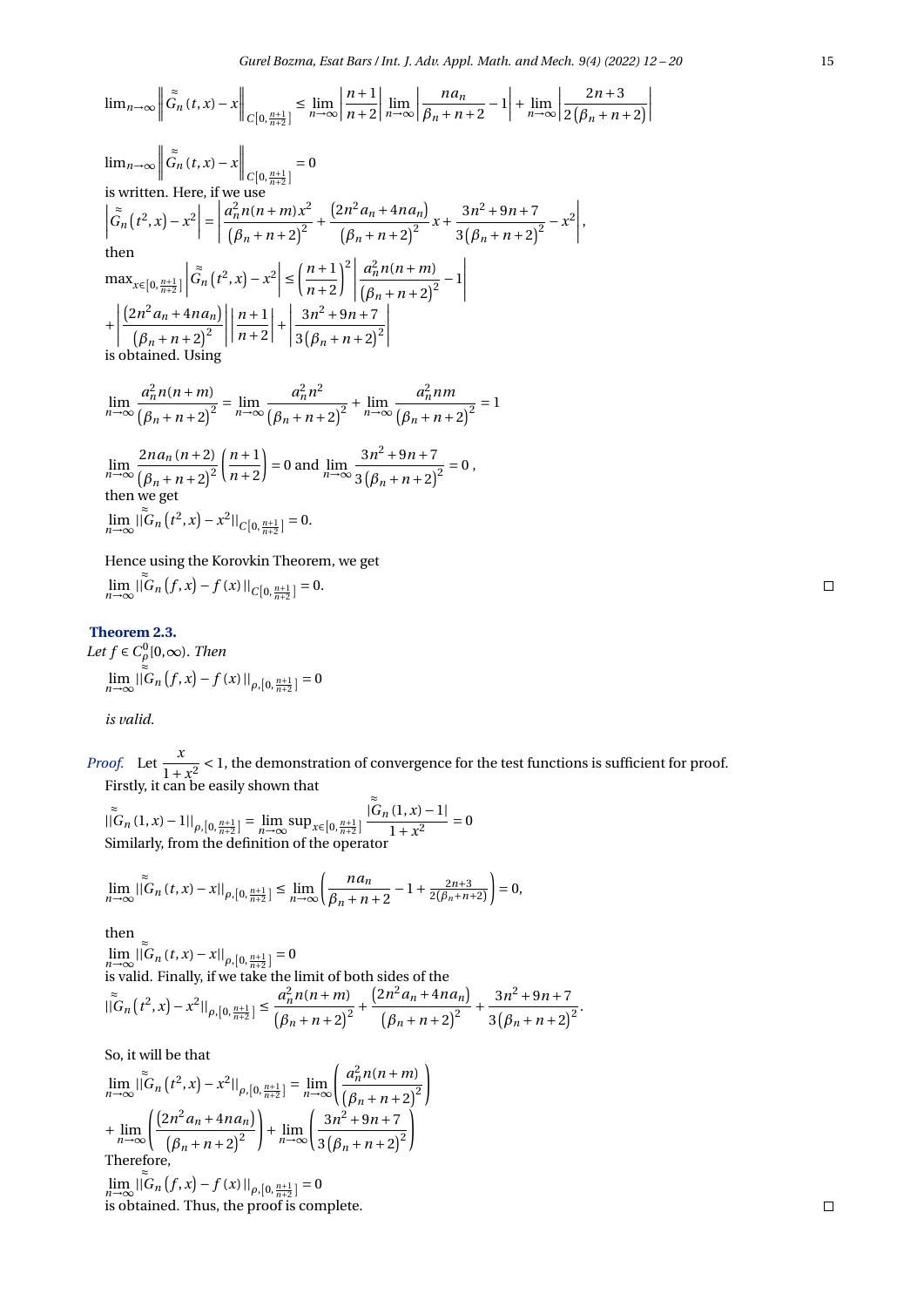$$\lim_{n\to\infty}\left\|\tilde{\tilde{G}}_n(t,x)-x\right\|_{C[0,\frac{n+1}{n+2}]}\leq \lim_{n\to\infty}\left|\frac{n+1}{n+2}\right|\lim_{n\to\infty}\left|\frac{na_n}{\beta_n+n+2}-1\right|+\lim_{n\to\infty}\left|\frac{2n+3}{2(\beta_n+n+2)}\right|$$

$$\lim_{n\to\infty}\left\|\tilde{\tilde{G}}_n(t,x)-x\right\|_{C[0,\frac{n+1}{n+2}]}=0$$

is written. Here, if we use

$$\left|\tilde{\tilde{G}}_n(t^2,x)-x^2\right|=\left|\frac{a_n^2 n(n+m)x^2}{(\beta_n+n+2)^2}+\frac{(2n^2a_n+4na_n)}{(\beta_n+n+2)^2}x+\frac{3n^2+9n+7}{3(\beta_n+n+2)^2}-x^2\right|,$$

then

$$\max_{x\in[0,\frac{n+1}{n+2}]}\left|\tilde{\tilde{G}}_n(t^2,x)-x^2\right|\leq\left(\frac{n+1}{n+2}\right)^2\left|\frac{a_n^2 n(n+m)}{(\beta_n+n+2)^2}-1\right|$$
$$+\left|\frac{(2n^2a_n+4na_n)}{(\beta_n+n+2)^2}\right|\left|\frac{n+1}{n+2}\right|+\left|\frac{3n^2+9n+7}{3(\beta_n+n+2)^2}\right|$$

is obtained. Using

$$\lim_{n\to\infty}\frac{a_n^2 n(n+m)}{(\beta_n+n+2)^2}=\lim_{n\to\infty}\frac{a_n^2 n^2}{(\beta_n+n+2)^2}+\lim_{n\to\infty}\frac{a_n^2 nm}{(\beta_n+n+2)^2}=1$$

$$\lim_{n\to\infty}\frac{2na_n(n+2)}{(\beta_n+n+2)^2}\left(\frac{n+1}{n+2}\right)=0 \text{ and } \lim_{n\to\infty}\frac{3n^2+9n+7}{3(\beta_n+n+2)^2}=0,$$

then we get

$$\lim_{n\to\infty}\|\tilde{\tilde{G}}_n(t^2,x)-x^2\|_{C[0,\frac{n+1}{n+2}]}=0.$$

Hence using the Korovkin Theorem, we get

$$\lim_{n\to\infty}\|\tilde{\tilde{G}}_n(f,x)-f(x)\|_{C[0,\frac{n+1}{n+2}]}=0.$$

∎

**Theorem 2.3.**

*Let $f\in C_\rho^0[0,\infty)$. Then*

$$\lim_{n\to\infty}\|\tilde{\tilde{G}}_n(f,x)-f(x)\|_{\rho,[0,\frac{n+1}{n+2}]}=0$$

*is valid.*

*Proof.* Let $\frac{x}{1+x^2}<1$, the demonstration of convergence for the test functions is sufficient for proof. Firstly, it can be easily shown that

$$\|\tilde{\tilde{G}}_n(1,x)-1\|_{\rho,[0,\frac{n+1}{n+2}]}=\lim_{n\to\infty}\sup_{x\in[0,\frac{n+1}{n+2}]}\frac{|\tilde{\tilde{G}}_n(1,x)-1|}{1+x^2}=0$$

Similarly, from the definition of the operator

$$\lim_{n\to\infty}\|\tilde{\tilde{G}}_n(t,x)-x\|_{\rho,[0,\frac{n+1}{n+2}]}\leq\lim_{n\to\infty}\left(\frac{na_n}{\beta_n+n+2}-1+\frac{2n+3}{2(\beta_n+n+2)}\right)=0,$$

then

$$\lim_{n\to\infty}\|\tilde{\tilde{G}}_n(t,x)-x\|_{\rho,[0,\frac{n+1}{n+2}]}=0$$

is valid. Finally, if we take the limit of both sides of the

$$\|\tilde{\tilde{G}}_n(t^2,x)-x^2\|_{\rho,[0,\frac{n+1}{n+2}]}\leq\frac{a_n^2 n(n+m)}{(\beta_n+n+2)^2}+\frac{(2n^2a_n+4na_n)}{(\beta_n+n+2)^2}+\frac{3n^2+9n+7}{3(\beta_n+n+2)^2}.$$

So, it will be that

$$\lim_{n\to\infty}\|\tilde{\tilde{G}}_n(t^2,x)-x^2\|_{\rho,[0,\frac{n+1}{n+2}]}=\lim_{n\to\infty}\left(\frac{a_n^2 n(n+m)}{(\beta_n+n+2)^2}\right)$$
$$+\lim_{n\to\infty}\left(\frac{(2n^2a_n+4na_n)}{(\beta_n+n+2)^2}\right)+\lim_{n\to\infty}\left(\frac{3n^2+9n+7}{3(\beta_n+n+2)^2}\right)$$

Therefore,

$$\lim_{n\to\infty}\|\tilde{\tilde{G}}_n(f,x)-f(x)\|_{\rho,[0,\frac{n+1}{n+2}]}=0$$

is obtained. Thus, the proof is complete. ∎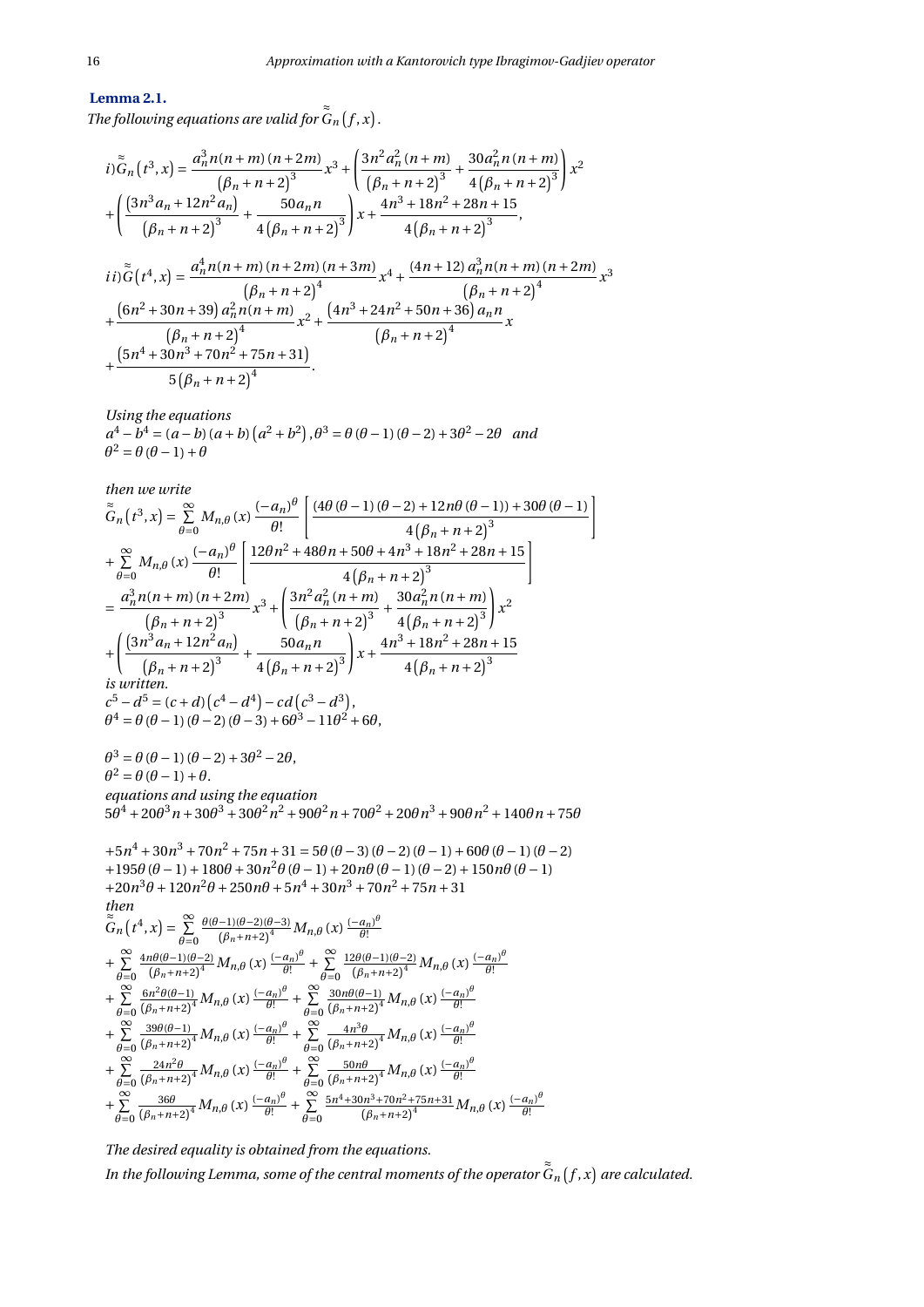**Lemma 2.1.**

*The following equations are valid for $\tilde{\tilde{G}}_n(f,x)$.*

$$i)\tilde{\tilde{G}}_n(t^3,x) = \frac{a_n^3 n(n+m)(n+2m)}{(\beta_n+n+2)^3}x^3 + \left(\frac{3n^2 a_n^2(n+m)}{(\beta_n+n+2)^3} + \frac{30a_n^2 n(n+m)}{4(\beta_n+n+2)^3}\right)x^2$$
$$+\left(\frac{(3n^3 a_n + 12n^2 a_n)}{(\beta_n+n+2)^3} + \frac{50a_n n}{4(\beta_n+n+2)^3}\right)x + \frac{4n^3+18n^2+28n+15}{4(\beta_n+n+2)^3},$$

$$ii)\tilde{\tilde{G}}(t^4,x) = \frac{a_n^4 n(n+m)(n+2m)(n+3m)}{(\beta_n+n+2)^4}x^4 + \frac{(4n+12)a_n^3 n(n+m)(n+2m)}{(\beta_n+n+2)^4}x^3$$
$$+\frac{(6n^2+30n+39)a_n^2 n(n+m)}{(\beta_n+n+2)^4}x^2 + \frac{(4n^3+24n^2+50n+36)a_n n}{(\beta_n+n+2)^4}x$$
$$+\frac{(5n^4+30n^3+70n^2+75n+31)}{5(\beta_n+n+2)^4}.$$

*Using the equations*
$a^4-b^4=(a-b)(a+b)(a^2+b^2), \theta^3=\theta(\theta-1)(\theta-2)+3\theta^2-2\theta$ *and*
$\theta^2=\theta(\theta-1)+\theta$

*then we write*

$$\tilde{\tilde{G}}_n(t^3,x) = \sum_{\theta=0}^{\infty} M_{n,\theta}(x)\frac{(-a_n)^\theta}{\theta!}\left[\frac{(4\theta(\theta-1)(\theta-2)+12n\theta(\theta-1))+30\theta(\theta-1)}{4(\beta_n+n+2)^3}\right]$$
$$+\sum_{\theta=0}^{\infty} M_{n,\theta}(x)\frac{(-a_n)^\theta}{\theta!}\left[\frac{12\theta n^2+48\theta n+50\theta+4n^3+18n^2+28n+15}{4(\beta_n+n+2)^3}\right]$$
$$=\frac{a_n^3 n(n+m)(n+2m)}{(\beta_n+n+2)^3}x^3 + \left(\frac{3n^2 a_n^2(n+m)}{(\beta_n+n+2)^3} + \frac{30a_n^2 n(n+m)}{4(\beta_n+n+2)^3}\right)x^2$$
$$+\left(\frac{(3n^3 a_n+12n^2 a_n)}{(\beta_n+n+2)^3} + \frac{50a_n n}{4(\beta_n+n+2)^3}\right)x + \frac{4n^3+18n^2+28n+15}{4(\beta_n+n+2)^3}$$

*is written.*

$c^5-d^5=(c+d)(c^4-d^4)-cd(c^3-d^3),$
$\theta^4=\theta(\theta-1)(\theta-2)(\theta-3)+6\theta^3-11\theta^2+6\theta,$

$\theta^3=\theta(\theta-1)(\theta-2)+3\theta^2-2\theta,$
$\theta^2=\theta(\theta-1)+\theta.$

*equations and using the equation*

$$5\theta^4+20\theta^3 n+30\theta^3+30\theta^2 n^2+90\theta^2 n+70\theta^2+20\theta n^3+90\theta n^2+140\theta n+75\theta$$

$$+5n^4+30n^3+70n^2+75n+31 = 5\theta(\theta-3)(\theta-2)(\theta-1)+60\theta(\theta-1)(\theta-2)$$
$$+195\theta(\theta-1)+180\theta+30n^2\theta(\theta-1)+20n\theta(\theta-1)(\theta-2)+150n\theta(\theta-1)$$
$$+20n^3\theta+120n^2\theta+250n\theta+5n^4+30n^3+70n^2+75n+31$$

*then*

$$\tilde{\tilde{G}}_n(t^4,x) = \sum_{\theta=0}^{\infty}\frac{\theta(\theta-1)(\theta-2)(\theta-3)}{(\beta_n+n+2)^4}M_{n,\theta}(x)\frac{(-a_n)^\theta}{\theta!}$$
$$+\sum_{\theta=0}^{\infty}\frac{4n\theta(\theta-1)(\theta-2)}{(\beta_n+n+2)^4}M_{n,\theta}(x)\frac{(-a_n)^\theta}{\theta!} + \sum_{\theta=0}^{\infty}\frac{12\theta(\theta-1)(\theta-2)}{(\beta_n+n+2)^4}M_{n,\theta}(x)\frac{(-a_n)^\theta}{\theta!}$$
$$+\sum_{\theta=0}^{\infty}\frac{6n^2\theta(\theta-1)}{(\beta_n+n+2)^4}M_{n,\theta}(x)\frac{(-a_n)^\theta}{\theta!} + \sum_{\theta=0}^{\infty}\frac{30n\theta(\theta-1)}{(\beta_n+n+2)^4}M_{n,\theta}(x)\frac{(-a_n)^\theta}{\theta!}$$
$$+\sum_{\theta=0}^{\infty}\frac{39\theta(\theta-1)}{(\beta_n+n+2)^4}M_{n,\theta}(x)\frac{(-a_n)^\theta}{\theta!} + \sum_{\theta=0}^{\infty}\frac{4n^3\theta}{(\beta_n+n+2)^4}M_{n,\theta}(x)\frac{(-a_n)^\theta}{\theta!}$$
$$+\sum_{\theta=0}^{\infty}\frac{24n^2\theta}{(\beta_n+n+2)^4}M_{n,\theta}(x)\frac{(-a_n)^\theta}{\theta!} + \sum_{\theta=0}^{\infty}\frac{50n\theta}{(\beta_n+n+2)^4}M_{n,\theta}(x)\frac{(-a_n)^\theta}{\theta!}$$
$$+\sum_{\theta=0}^{\infty}\frac{36\theta}{(\beta_n+n+2)^4}M_{n,\theta}(x)\frac{(-a_n)^\theta}{\theta!} + \sum_{\theta=0}^{\infty}\frac{5n^4+30n^3+70n^2+75n+31}{(\beta_n+n+2)^4}M_{n,\theta}(x)\frac{(-a_n)^\theta}{\theta!}$$

*The desired equality is obtained from the equations.*

*In the following Lemma, some of the central moments of the operator $\tilde{\tilde{G}}_n(f,x)$ are calculated.*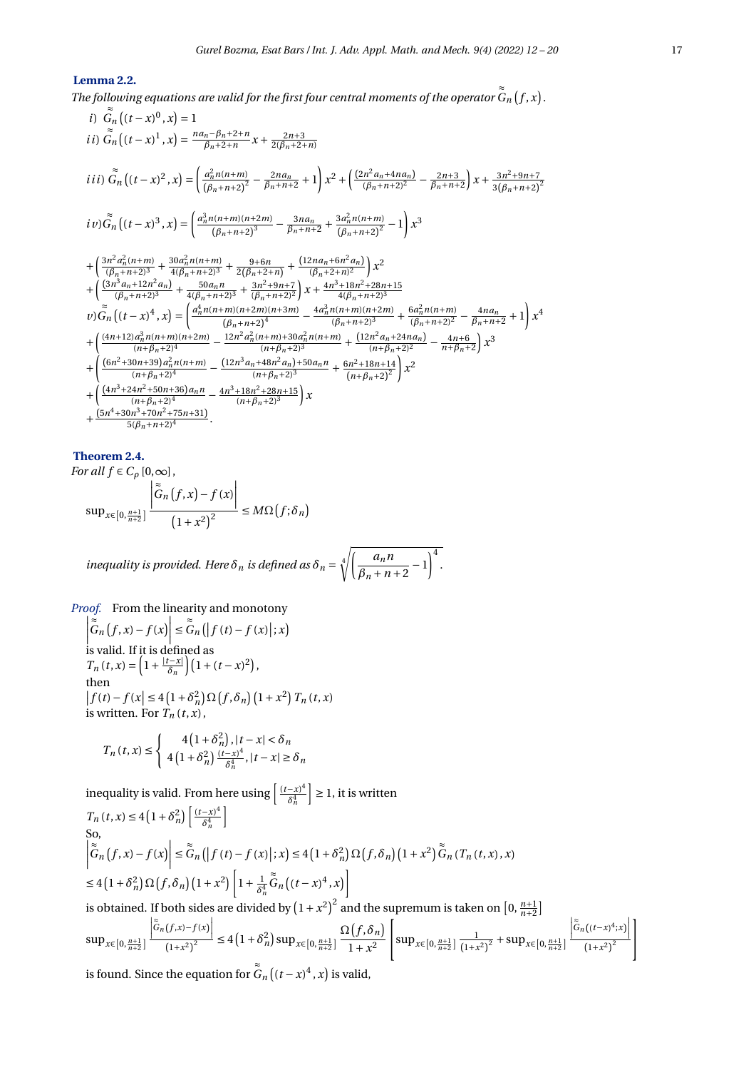**Lemma 2.2.**

*The following equations are valid for the first four central moments of the operator $\tilde{\tilde{G}}_n(f,x)$.*

$i)$ $\tilde{\tilde{G}}_n\left((t-x)^0, x\right) = 1$

$ii)$ $\tilde{\tilde{G}}_n\left((t-x)^1, x\right) = \frac{na_n - \beta_n + 2 + n}{\beta_n + 2 + n}x + \frac{2n+3}{2(\beta_n+2+n)}$

$iii)$ $\tilde{\tilde{G}}_n\left((t-x)^2, x\right) = \left(\frac{a_n^2 n(n+m)}{(\beta_n+n+2)^2} - \frac{2na_n}{\beta_n+n+2} + 1\right)x^2 + \left(\frac{(2n^2a_n + 4na_n)}{(\beta_n+n+2)^2} - \frac{2n+3}{\beta_n+n+2}\right)x + \frac{3n^2+9n+7}{3(\beta_n+n+2)^2}$

$iv)$ $\tilde{\tilde{G}}_n\left((t-x)^3, x\right) = \left(\frac{a_n^3 n(n+m)(n+2m)}{(\beta_n+n+2)^3} - \frac{3na_n}{\beta_n+n+2} + \frac{3a_n^2 n(n+m)}{(\beta_n+n+2)^2} - 1\right)x^3$

$+\left(\frac{3n^2a_n^2(n+m)}{(\beta_n+n+2)^3} + \frac{30a_n^2 n(n+m)}{4(\beta_n+n+2)^3} + \frac{9+6n}{2(\beta_n+2+n)} + \frac{(12na_n + 6n^2a_n)}{(\beta_n+2+n)^2}\right)x^2$

$+\left(\frac{(3n^3a_n + 12n^2a_n)}{(\beta_n+n+2)^3} + \frac{50a_n n}{4(\beta_n+n+2)^3} + \frac{3n^2+9n+7}{(\beta_n+n+2)^2}\right)x + \frac{4n^3+18n^2+28n+15}{4(\beta_n+n+2)^3}$

$v)$ $\tilde{\tilde{G}}_n\left((t-x)^4, x\right) = \left(\frac{a_n^4 n(n+m)(n+2m)(n+3m)}{(\beta_n+n+2)^4} - \frac{4a_n^3 n(n+m)(n+2m)}{(\beta_n+n+2)^3} + \frac{6a_n^2 n(n+m)}{(\beta_n+n+2)^2} - \frac{4na_n}{\beta_n+n+2} + 1\right)x^4$

$+\left(\frac{(4n+12)a_n^3 n(n+m)(n+2m)}{(n+\beta_n+2)^4} - \frac{12n^2a_n^2(n+m) + 30a_n^2 n(n+m)}{(n+\beta_n+2)^3} + \frac{(12n^2a_n + 24na_n)}{(n+\beta_n+2)^2} - \frac{4n+6}{n+\beta_n+2}\right)x^3$

$+\left(\frac{(6n^2+30n+39)a_n^2 n(n+m)}{(n+\beta_n+2)^4} - \frac{(12n^3a_n + 48n^2a_n) + 50a_n n}{(n+\beta_n+2)^3} + \frac{6n^2+18n+14}{(n+\beta_n+2)^2}\right)x^2$

$+\left(\frac{(4n^3+24n^2+50n+36)a_n n}{(n+\beta_n+2)^4} - \frac{4n^3+18n^2+28n+15}{(n+\beta_n+2)^3}\right)x$

$+\frac{(5n^4+30n^3+70n^2+75n+31)}{5(\beta_n+n+2)^4}.$

**Theorem 2.4.**

*For all $f \in C_\rho[0,\infty)$,*

$$\sup_{x\in\left[0,\frac{n+1}{n+2}\right]} \frac{\left|\tilde{\tilde{G}}_n(f,x) - f(x)\right|}{\left(1+x^2\right)^2} \le M\Omega\left(f;\delta_n\right)$$

*inequality is provided. Here $\delta_n$ is defined as $\delta_n = \sqrt[4]{\left(\frac{a_n n}{\beta_n+n+2} - 1\right)^4}$.*

*Proof.* From the linearity and monotony

$\left|\tilde{\tilde{G}}_n(f,x) - f(x)\right| \le \tilde{\tilde{G}}_n\left(\left|f(t) - f(x)\right|; x\right)$

is valid. If it is defined as

$T_n(t,x) = \left(1 + \frac{|t-x|}{\delta_n}\right)\left(1+(t-x)^2\right),$

then

$\left|f(t) - f(x)\right| \le 4\left(1+\delta_n^2\right)\Omega\left(f,\delta_n\right)\left(1+x^2\right)T_n(t,x)$

is written. For $T_n(t,x)$,

$$T_n(t,x) \le \begin{cases} 4\left(1+\delta_n^2\right), |t-x| < \delta_n \\ 4\left(1+\delta_n^2\right)\frac{(t-x)^4}{\delta_n^4}, |t-x| \ge \delta_n \end{cases}$$

inequality is valid. From here using $\left[\frac{(t-x)^4}{\delta_n^4}\right] \ge 1$, it is written

$T_n(t,x) \le 4\left(1+\delta_n^2\right)\left[\frac{(t-x)^4}{\delta_n^4}\right]$

So,

$\left|\tilde{\tilde{G}}_n(f,x) - f(x)\right| \le \tilde{\tilde{G}}_n\left(\left|f(t) - f(x)\right|; x\right) \le 4\left(1+\delta_n^2\right)\Omega\left(f,\delta_n\right)\left(1+x^2\right)\tilde{\tilde{G}}_n\left(T_n(t,x), x\right)$

$\le 4\left(1+\delta_n^2\right)\Omega\left(f,\delta_n\right)\left(1+x^2\right)\left[1 + \frac{1}{\delta_n^4}\tilde{\tilde{G}}_n\left((t-x)^4, x\right)\right]$

is obtained. If both sides are divided by $\left(1+x^2\right)^2$ and the supremum is taken on $\left[0, \frac{n+1}{n+2}\right]$

$$\sup_{x\in\left[0,\frac{n+1}{n+2}\right]} \frac{\left|\tilde{\tilde{G}}_n(f,x) - f(x)\right|}{\left(1+x^2\right)^2} \le 4\left(1+\delta_n^2\right)\sup_{x\in\left[0,\frac{n+1}{n+2}\right]} \frac{\Omega\left(f,\delta_n\right)}{1+x^2}\left[\sup_{x\in\left[0,\frac{n+1}{n+2}\right]} \frac{1}{\left(1+x^2\right)^2} + \sup_{x\in\left[0,\frac{n+1}{n+2}\right]} \frac{\left|\tilde{\tilde{G}}_n\left((t-x)^4; x\right)\right|}{\left(1+x^2\right)^2}\right]$$

is found. Since the equation for $\tilde{\tilde{G}}_n\left((t-x)^4, x\right)$ is valid,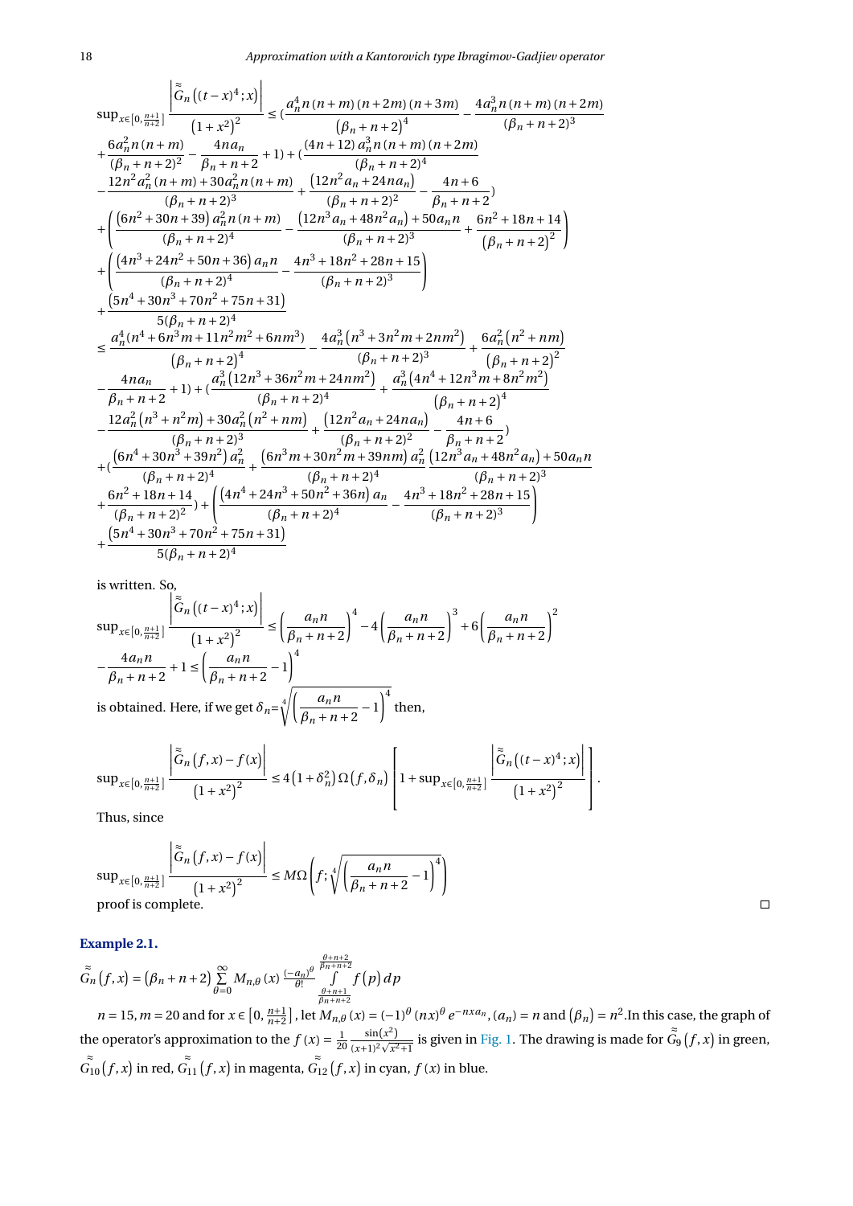$$
\begin{aligned}
&\sup_{x\in\left[0,\frac{n+1}{n+2}\right]}\frac{\left|\overset{\approx}{G}_n\left((t-x)^4;x\right)\right|}{\left(1+x^2\right)^2}\leq\Big(\frac{a_n^4 n(n+m)(n+2m)(n+3m)}{\left(\beta_n+n+2\right)^4}-\frac{4a_n^3 n(n+m)(n+2m)}{(\beta_n+n+2)^3}\\
&+\frac{6a_n^2 n(n+m)}{(\beta_n+n+2)^2}-\frac{4na_n}{\beta_n+n+2}+1\Big)+\Big(\frac{(4n+12)\,a_n^3 n(n+m)(n+2m)}{(\beta_n+n+2)^4}\\
&-\frac{12n^2a_n^2(n+m)+30a_n^2 n(n+m)}{(\beta_n+n+2)^3}+\frac{\left(12n^2a_n+24na_n\right)}{(\beta_n+n+2)^2}-\frac{4n+6}{\beta_n+n+2}\Big)\\
&+\left(\frac{\left(6n^2+30n+39\right)a_n^2 n(n+m)}{(\beta_n+n+2)^4}-\frac{\left(12n^3a_n+48n^2a_n\right)+50a_n n}{(\beta_n+n+2)^3}+\frac{6n^2+18n+14}{\left(\beta_n+n+2\right)^2}\right)\\
&+\left(\frac{\left(4n^3+24n^2+50n+36\right)a_n n}{(\beta_n+n+2)^4}-\frac{4n^3+18n^2+28n+15}{(\beta_n+n+2)^3}\right)\\
&+\frac{\left(5n^4+30n^3+70n^2+75n+31\right)}{5(\beta_n+n+2)^4}\\
&\leq\frac{a_n^4\left(n^4+6n^3m+11n^2m^2+6nm^3\right)}{\left(\beta_n+n+2\right)^4}-\frac{4a_n^3\left(n^3+3n^2m+2nm^2\right)}{(\beta_n+n+2)^3}+\frac{6a_n^2\left(n^2+nm\right)}{\left(\beta_n+n+2\right)^2}\\
&-\frac{4na_n}{\beta_n+n+2}+1\Big)+\Big(\frac{a_n^3\left(12n^3+36n^2m+24nm^2\right)}{(\beta_n+n+2)^4}+\frac{a_n^3\left(4n^4+12n^3m+8n^2m^2\right)}{\left(\beta_n+n+2\right)^4}\\
&-\frac{12a_n^2\left(n^3+n^2m\right)+30a_n^2\left(n^2+nm\right)}{(\beta_n+n+2)^3}+\frac{\left(12n^2a_n+24na_n\right)}{(\beta_n+n+2)^2}-\frac{4n+6}{\beta_n+n+2}\Big)\\
&+\Big(\frac{\left(6n^4+30n^3+39n^2\right)a_n^2}{(\beta_n+n+2)^4}+\frac{\left(6n^3m+30n^2m+39nm\right)a_n^2}{(\beta_n+n+2)^4}\,\frac{\left(12n^3a_n+48n^2a_n\right)+50a_n n}{(\beta_n+n+2)^3}\\
&+\frac{6n^2+18n+14}{(\beta_n+n+2)^2}\Big)+\left(\frac{\left(4n^4+24n^3+50n^2+36n\right)a_n}{(\beta_n+n+2)^4}-\frac{4n^3+18n^2+28n+15}{(\beta_n+n+2)^3}\right)\\
&+\frac{\left(5n^4+30n^3+70n^2+75n+31\right)}{5(\beta_n+n+2)^4}
\end{aligned}
$$

is written. So,

$$
\begin{aligned}
&\sup_{x\in\left[0,\frac{n+1}{n+2}\right]}\frac{\left|\overset{\approx}{G}_n\left((t-x)^4;x\right)\right|}{\left(1+x^2\right)^2}\leq\left(\frac{a_n n}{\beta_n+n+2}\right)^4-4\left(\frac{a_n n}{\beta_n+n+2}\right)^3+6\left(\frac{a_n n}{\beta_n+n+2}\right)^2\\
&-\frac{4a_n n}{\beta_n+n+2}+1\leq\left(\frac{a_n n}{\beta_n+n+2}-1\right)^4
\end{aligned}
$$

is obtained. Here, if we get $\delta_n=\sqrt[4]{\left(\frac{a_n n}{\beta_n+n+2}-1\right)^4}$ then,

$$
\sup_{x\in\left[0,\frac{n+1}{n+2}\right]}\frac{\left|\overset{\approx}{G}_n(f,x)-f(x)\right|}{\left(1+x^2\right)^2}\leq 4\left(1+\delta_n^2\right)\Omega\left(f,\delta_n\right)\left[1+\sup_{x\in\left[0,\frac{n+1}{n+2}\right]}\frac{\left|\overset{\approx}{G}_n\left((t-x)^4;x\right)\right|}{\left(1+x^2\right)^2}\right].
$$

Thus, since

$$
\sup_{x\in\left[0,\frac{n+1}{n+2}\right]}\frac{\left|\overset{\approx}{G}_n(f,x)-f(x)\right|}{\left(1+x^2\right)^2}\leq M\Omega\left(f;\sqrt[4]{\left(\frac{a_n n}{\beta_n+n+2}-1\right)^4}\right)
$$

proof is complete. □

**Example 2.1.**

$$
\overset{\approx}{G}_n(f,x)=\left(\beta_n+n+2\right)\sum_{\theta=0}^{\infty}M_{n,\theta}(x)\frac{(-a_n)^\theta}{\theta!}\int_{\frac{\theta+n+1}{\beta_n+n+2}}^{\frac{\theta+n+2}{\beta_n+n+2}}f(p)\,dp
$$

$n=15, m=20$ and for $x\in\left[0,\frac{n+1}{n+2}\right]$, let $M_{n,\theta}(x)=(-1)^\theta(nx)^\theta e^{-nxa_n}$, $(a_n)=n$ and $(\beta_n)=n^2$. In this case, the graph of the operator's approximation to the $f(x)=\frac{1}{20}\frac{\sin(x^2)}{(x+1)^2\sqrt{x^2+1}}$ is given in Fig. 1. The drawing is made for $\overset{\approx}{G}_9(f,x)$ in green, $\overset{\approx}{G}_{10}(f,x)$ in red, $\overset{\approx}{G}_{11}(f,x)$ in magenta, $\overset{\approx}{G}_{12}(f,x)$ in cyan, $f(x)$ in blue.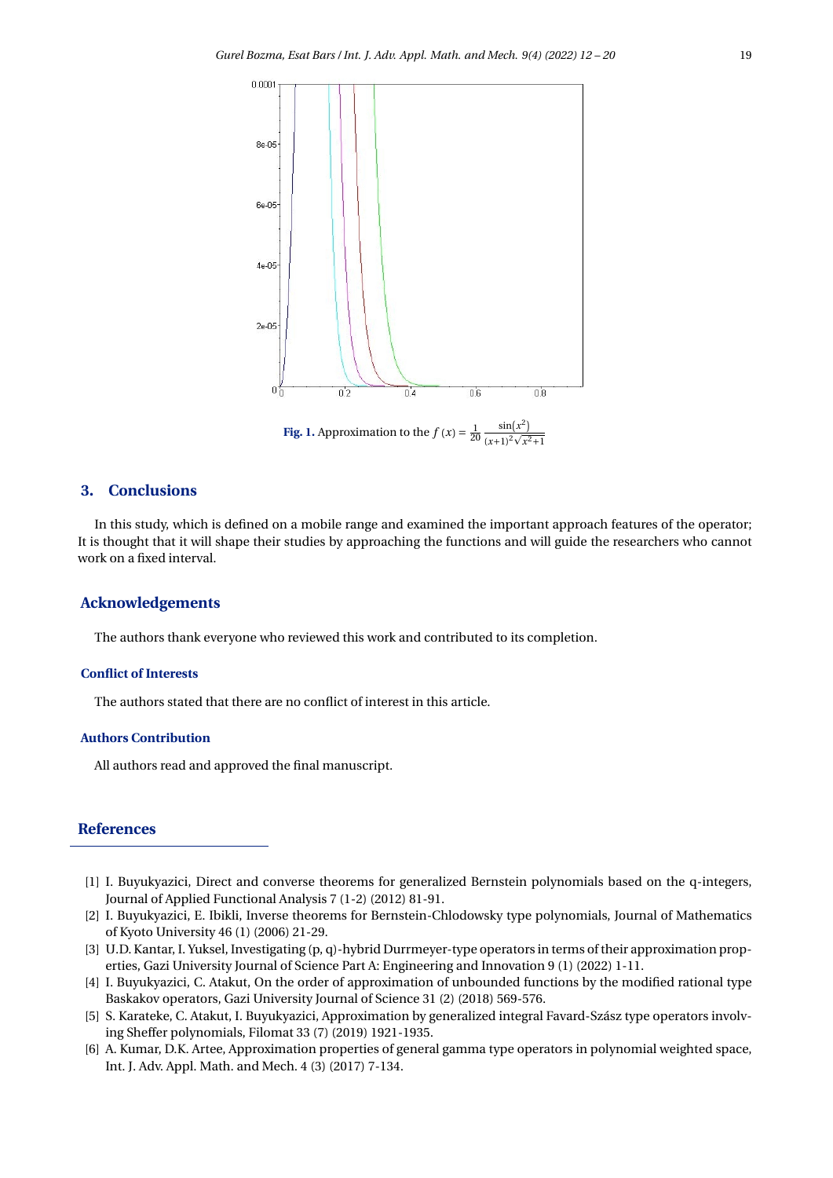Fig. 1. Approximation to the $f(x) = \frac{1}{20}\frac{\sin(x^2)}{(x+1)^2\sqrt{x^2+1}}$

## 3. Conclusions

In this study, which is defined on a mobile range and examined the important approach features of the operator; It is thought that it will shape their studies by approaching the functions and will guide the researchers who cannot work on a fixed interval.

## Acknowledgements

The authors thank everyone who reviewed this work and contributed to its completion.

### Conflict of Interests

The authors stated that there are no conflict of interest in this article.

### Authors Contribution

All authors read and approved the final manuscript.

## References

[1] I. Buyukyazici, Direct and converse theorems for generalized Bernstein polynomials based on the q-integers, Journal of Applied Functional Analysis 7 (1-2) (2012) 81-91.

[2] I. Buyukyazici, E. Ibikli, Inverse theorems for Bernstein-Chlodowsky type polynomials, Journal of Mathematics of Kyoto University 46 (1) (2006) 21-29.

[3] U.D. Kantar, I. Yuksel, Investigating (p, q)-hybrid Durrmeyer-type operators in terms of their approximation properties, Gazi University Journal of Science Part A: Engineering and Innovation 9 (1) (2022) 1-11.

[4] I. Buyukyazici, C. Atakut, On the order of approximation of unbounded functions by the modified rational type Baskakov operators, Gazi University Journal of Science 31 (2) (2018) 569-576.

[5] S. Karateke, C. Atakut, I. Buyukyazici, Approximation by generalized integral Favard-Szász type operators involving Sheffer polynomials, Filomat 33 (7) (2019) 1921-1935.

[6] A. Kumar, D.K. Artee, Approximation properties of general gamma type operators in polynomial weighted space, Int. J. Adv. Appl. Math. and Mech. 4 (3) (2017) 7-134.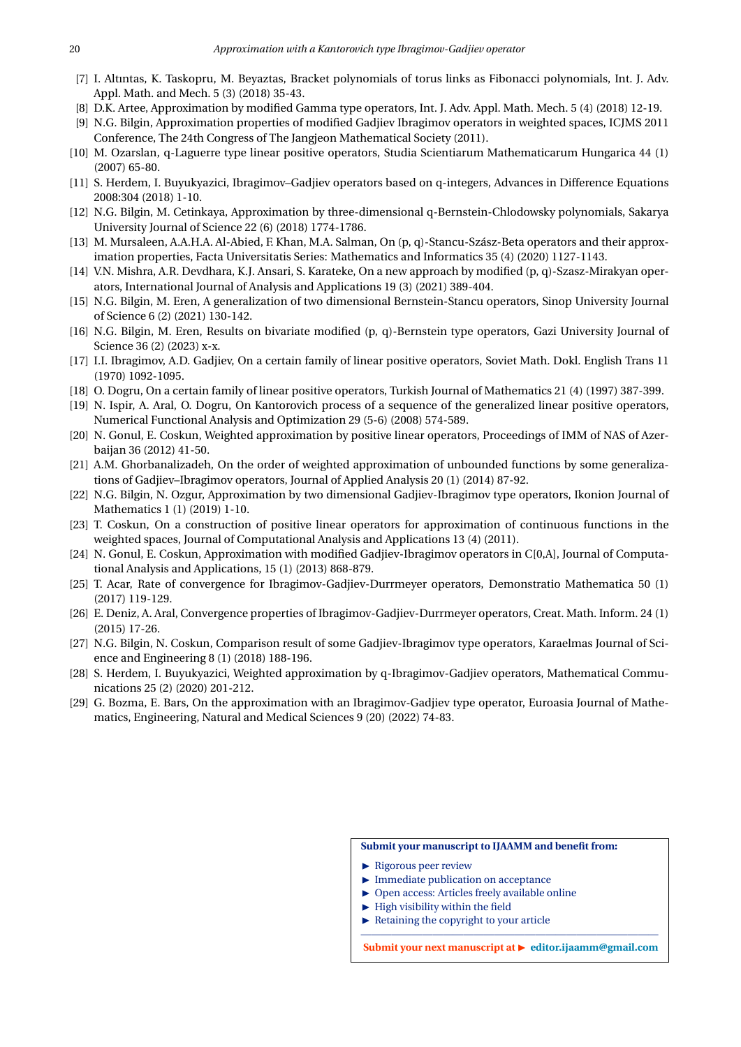[7] I. Altıntas, K. Taskopru, M. Beyaztas, Bracket polynomials of torus links as Fibonacci polynomials, Int. J. Adv. Appl. Math. and Mech. 5 (3) (2018) 35-43.

[8] D.K. Artee, Approximation by modified Gamma type operators, Int. J. Adv. Appl. Math. Mech. 5 (4) (2018) 12-19.

[9] N.G. Bilgin, Approximation properties of modified Gadjiev Ibragimov operators in weighted spaces, ICJMS 2011 Conference, The 24th Congress of The Jangjeon Mathematical Society (2011).

[10] M. Ozarslan, q-Laguerre type linear positive operators, Studia Scientiarum Mathematicarum Hungarica 44 (1) (2007) 65-80.

[11] S. Herdem, I. Buyukyazici, Ibragimov–Gadjiev operators based on q-integers, Advances in Difference Equations 2008:304 (2018) 1-10.

[12] N.G. Bilgin, M. Cetinkaya, Approximation by three-dimensional q-Bernstein-Chlodowsky polynomials, Sakarya University Journal of Science 22 (6) (2018) 1774-1786.

[13] M. Mursaleen, A.A.H.A. Al-Abied, F. Khan, M.A. Salman, On (p, q)-Stancu-Szász-Beta operators and their approximation properties, Facta Universitatis Series: Mathematics and Informatics 35 (4) (2020) 1127-1143.

[14] V.N. Mishra, A.R. Devdhara, K.J. Ansari, S. Karateke, On a new approach by modified (p, q)-Szasz-Mirakyan operators, International Journal of Analysis and Applications 19 (3) (2021) 389-404.

[15] N.G. Bilgin, M. Eren, A generalization of two dimensional Bernstein-Stancu operators, Sinop University Journal of Science 6 (2) (2021) 130-142.

[16] N.G. Bilgin, M. Eren, Results on bivariate modified (p, q)-Bernstein type operators, Gazi University Journal of Science 36 (2) (2023) x-x.

[17] I.I. Ibragimov, A.D. Gadjiev, On a certain family of linear positive operators, Soviet Math. Dokl. English Trans 11 (1970) 1092-1095.

[18] O. Dogru, On a certain family of linear positive operators, Turkish Journal of Mathematics 21 (4) (1997) 387-399.

[19] N. Ispir, A. Aral, O. Dogru, On Kantorovich process of a sequence of the generalized linear positive operators, Numerical Functional Analysis and Optimization 29 (5-6) (2008) 574-589.

[20] N. Gonul, E. Coskun, Weighted approximation by positive linear operators, Proceedings of IMM of NAS of Azerbaijan 36 (2012) 41-50.

[21] A.M. Ghorbanalizadeh, On the order of weighted approximation of unbounded functions by some generalizations of Gadjiev–Ibragimov operators, Journal of Applied Analysis 20 (1) (2014) 87-92.

[22] N.G. Bilgin, N. Ozgur, Approximation by two dimensional Gadjiev-Ibragimov type operators, Ikonion Journal of Mathematics 1 (1) (2019) 1-10.

[23] T. Coskun, On a construction of positive linear operators for approximation of continuous functions in the weighted spaces, Journal of Computational Analysis and Applications 13 (4) (2011).

[24] N. Gonul, E. Coskun, Approximation with modified Gadjiev-Ibragimov operators in C[0,A], Journal of Computational Analysis and Applications, 15 (1) (2013) 868-879.

[25] T. Acar, Rate of convergence for Ibragimov-Gadjiev-Durrmeyer operators, Demonstratio Mathematica 50 (1) (2017) 119-129.

[26] E. Deniz, A. Aral, Convergence properties of Ibragimov-Gadjiev-Durrmeyer operators, Creat. Math. Inform. 24 (1) (2015) 17-26.

[27] N.G. Bilgin, N. Coskun, Comparison result of some Gadjiev-Ibragimov type operators, Karaelmas Journal of Science and Engineering 8 (1) (2018) 188-196.

[28] S. Herdem, I. Buyukyazici, Weighted approximation by q-Ibragimov-Gadjiev operators, Mathematical Communications 25 (2) (2020) 201-212.

[29] G. Bozma, E. Bars, On the approximation with an Ibragimov-Gadjiev type operator, Euroasia Journal of Mathematics, Engineering, Natural and Medical Sciences 9 (20) (2022) 74-83.

**Submit your manuscript to IJAAMM and benefit from:**

- ► Rigorous peer review
- ► Immediate publication on acceptance
- ► Open access: Articles freely available online
- ► High visibility within the field
- ► Retaining the copyright to your article

**Submit your next manuscript at ► editor.ijaamm@gmail.com**